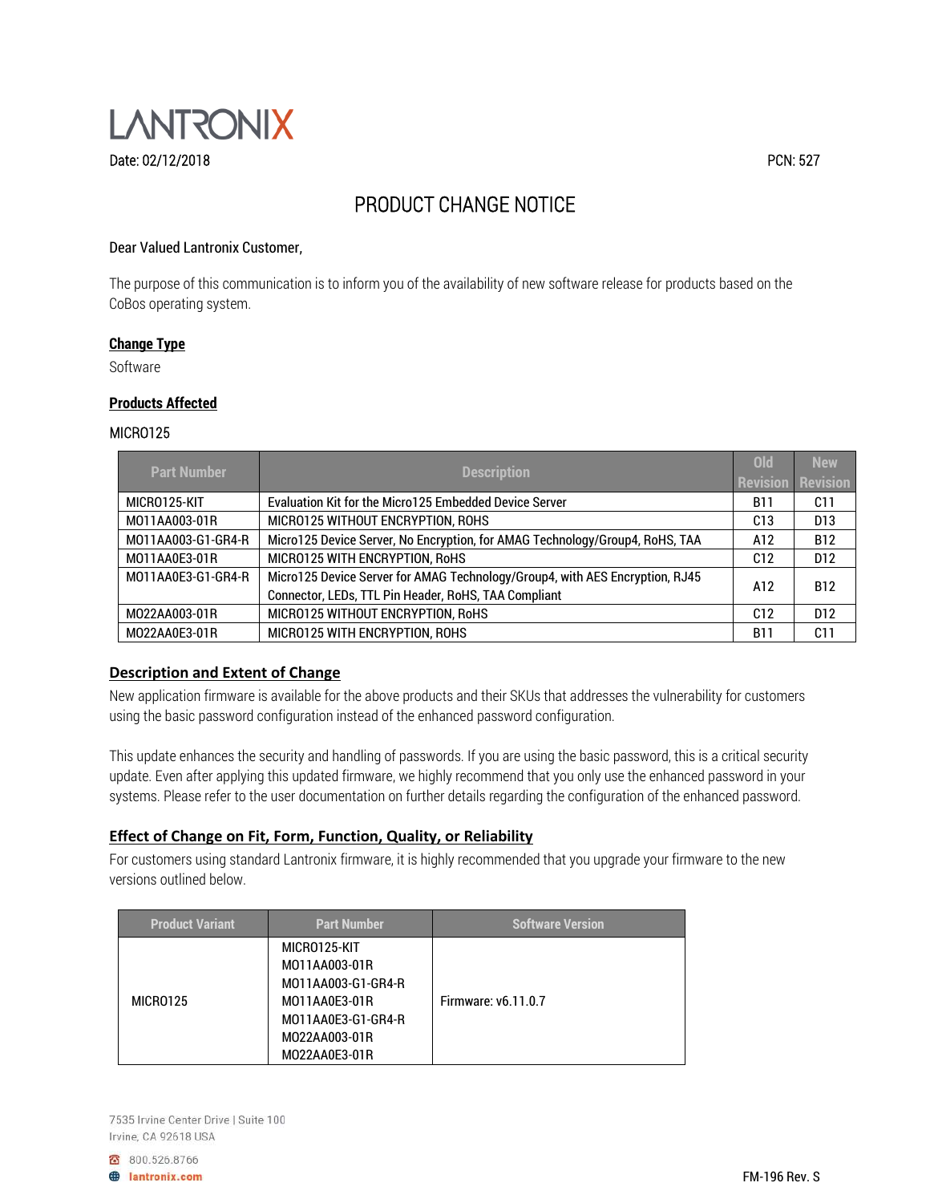LANTRONIX

Date: 02/12/2018

PCN: 527

# PRODUCT CHANGE NOTICE

Dear Valued Lantronix Customer,

The purpose of this communication is to inform you of the availability of new software release for products based on the CoBos operating system.

## Change Type

Software

## Products Affected

MICRO125

| Part Number | Description | Old Revision | New Revision |
|---|---|---|---|
| MICRO125-KIT | Evaluation Kit for the Micro125 Embedded Device Server | B11 | C11 |
| MO11AA003-01R | MICRO125 WITHOUT ENCRYPTION, ROHS | C13 | D13 |
| MO11AA003-G1-GR4-R | Micro125 Device Server, No Encryption, for AMAG Technology/Group4, RoHS, TAA | A12 | B12 |
| MO11AA0E3-01R | MICRO125 WITH ENCRYPTION, RoHS | C12 | D12 |
| MO11AA0E3-G1-GR4-R | Micro125 Device Server for AMAG Technology/Group4, with AES Encryption, RJ45 Connector, LEDs, TTL Pin Header, RoHS, TAA Compliant | A12 | B12 |
| MO22AA003-01R | MICRO125 WITHOUT ENCRYPTION, RoHS | C12 | D12 |
| MO22AA0E3-01R | MICRO125 WITH ENCRYPTION, ROHS | B11 | C11 |

## Description and Extent of Change

New application firmware is available for the above products and their SKUs that addresses the vulnerability for customers using the basic password configuration instead of the enhanced password configuration.

This update enhances the security and handling of passwords. If you are using the basic password, this is a critical security update. Even after applying this updated firmware, we highly recommend that you only use the enhanced password in your systems. Please refer to the user documentation on further details regarding the configuration of the enhanced password.

## Effect of Change on Fit, Form, Function, Quality, or Reliability

For customers using standard Lantronix firmware, it is highly recommended that you upgrade your firmware to the new versions outlined below.

| Product Variant | Part Number | Software Version |
|---|---|---|
| MICRO125 | MICRO125-KIT<br>MO11AA003-01R<br>MO11AA003-G1-GR4-R<br>MO11AA0E3-01R<br>MO11AA0E3-G1-GR4-R<br>MO22AA003-01R<br>MO22AA0E3-01R | Firmware: v6.11.0.7 |

7535 Irvine Center Drive | Suite 100
Irvine, CA 92618 USA

800.526.8766
lantronix.com

FM-196 Rev. S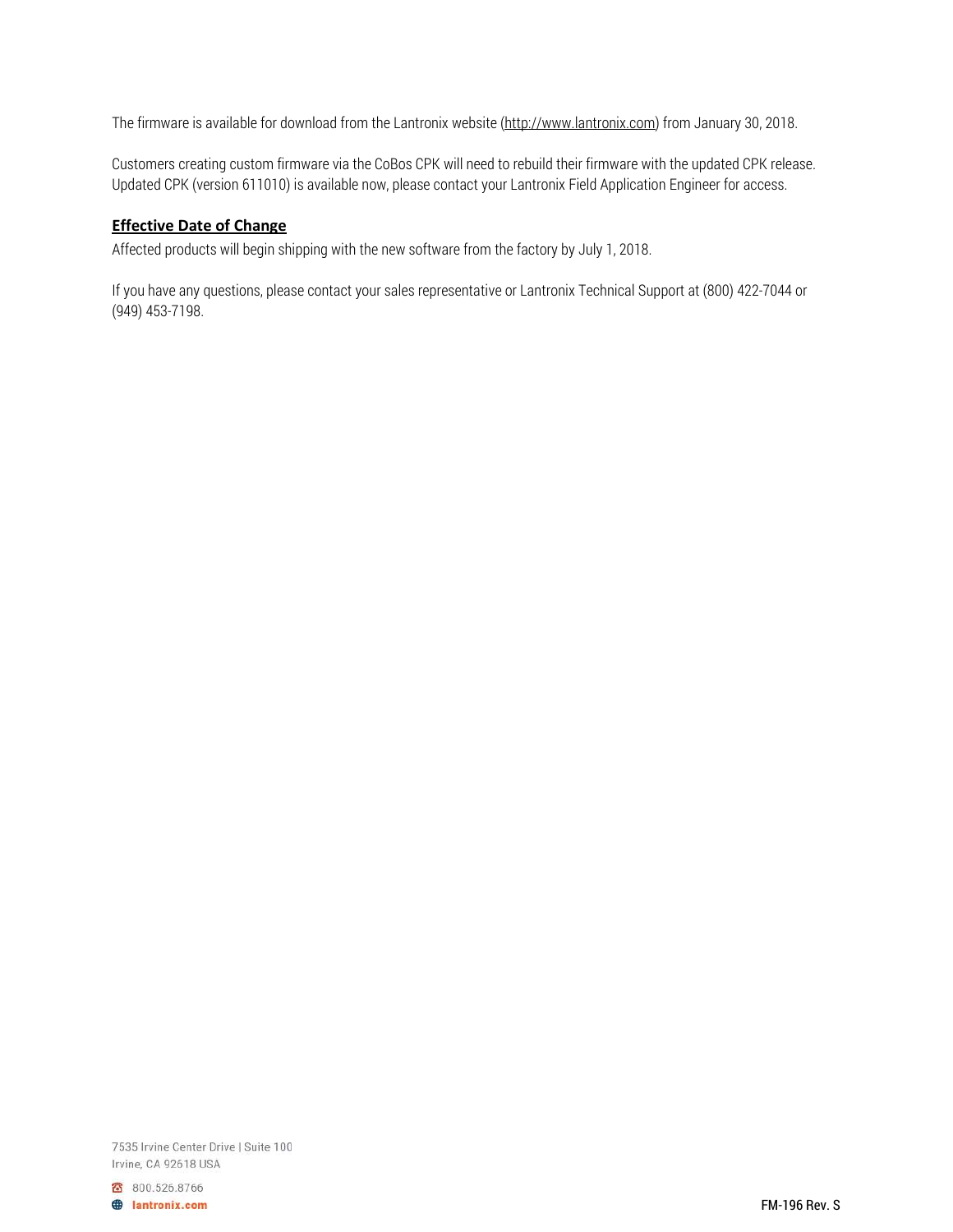The firmware is available for download from the Lantronix website (http://www.lantronix.com) from January 30, 2018.

Customers creating custom firmware via the CoBos CPK will need to rebuild their firmware with the updated CPK release. Updated CPK (version 611010) is available now, please contact your Lantronix Field Application Engineer for access.

**Effective Date of Change**

Affected products will begin shipping with the new software from the factory by July 1, 2018.

If you have any questions, please contact your sales representative or Lantronix Technical Support at (800) 422-7044 or (949) 453-7198.